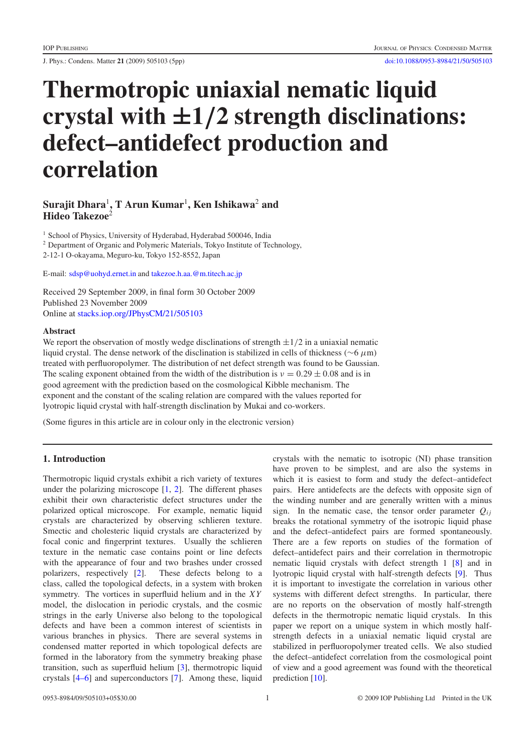# Thermotropic uniaxial nematic liquid crystal with ±1/2 strength disclinations: defect–antidefect production and correlation

**Surajit Dhara[1], T Arun Kumar[1], Ken Ishikawa[2] and Hideo Takezoe[2]**

[1] School of Physics, University of Hyderabad, Hyderabad 500046, India
[2] Department of Organic and Polymeric Materials, Tokyo Institute of Technology, 2-12-1 O-okayama, Meguro-ku, Tokyo 152-8552, Japan

E-mail: sdsp@uohyd.ernet.in and takezoe.h.aa.@m.titech.ac.jp

Received 29 September 2009, in final form 30 October 2009
Published 23 November 2009
Online at stacks.iop.org/JPhysCM/21/505103

### Abstract

We report the observation of mostly wedge disclinations of strength $\pm 1/2$ in a uniaxial nematic liquid crystal. The dense network of the disclination is stabilized in cells of thickness ($\sim 6\ \mu$m) treated with perfluoropolymer. The distribution of net defect strength was found to be Gaussian. The scaling exponent obtained from the width of the distribution is $\nu = 0.29 \pm 0.08$ and is in good agreement with the prediction based on the cosmological Kibble mechanism. The exponent and the constant of the scaling relation are compared with the values reported for lyotropic liquid crystal with half-strength disclination by Mukai and co-workers.

(Some figures in this article are in colour only in the electronic version)

## 1. Introduction

Thermotropic liquid crystals exhibit a rich variety of textures under the polarizing microscope [1, 2]. The different phases exhibit their own characteristic defect structures under the polarized optical microscope. For example, nematic liquid crystals are characterized by observing schlieren texture. Smectic and cholesteric liquid crystals are characterized by focal conic and fingerprint textures. Usually the schlieren texture in the nematic case contains point or line defects with the appearance of four and two brushes under crossed polarizers, respectively [2]. These defects belong to a class, called the topological defects, in a system with broken symmetry. The vortices in superfluid helium and in the $XY$ model, the dislocation in periodic crystals, and the cosmic strings in the early Universe also belong to the topological defects and have been a common interest of scientists in various branches in physics. There are several systems in condensed matter reported in which topological defects are formed in the laboratory from the symmetry breaking phase transition, such as superfluid helium [3], thermotropic liquid crystals [4–6] and superconductors [7]. Among these, liquid crystals with the nematic to isotropic (NI) phase transition have proven to be simplest, and are also the systems in which it is easiest to form and study the defect–antidefect pairs. Here antidefects are the defects with opposite sign of the winding number and are generally written with a minus sign. In the nematic case, the tensor order parameter $Q_{ij}$ breaks the rotational symmetry of the isotropic liquid phase and the defect–antidefect pairs are formed spontaneously. There are a few reports on studies of the formation of defect–antidefect pairs and their correlation in thermotropic nematic liquid crystals with defect strength 1 [8] and in lyotropic liquid crystal with half-strength defects [9]. Thus it is important to investigate the correlation in various other systems with different defect strengths. In particular, there are no reports on the observation of mostly half-strength defects in the thermotropic nematic liquid crystals. In this paper we report on a unique system in which mostly half-strength defects in a uniaxial nematic liquid crystal are stabilized in perfluoropolymer treated cells. We also studied the defect–antidefect correlation from the cosmological point of view and a good agreement was found with the theoretical prediction [10].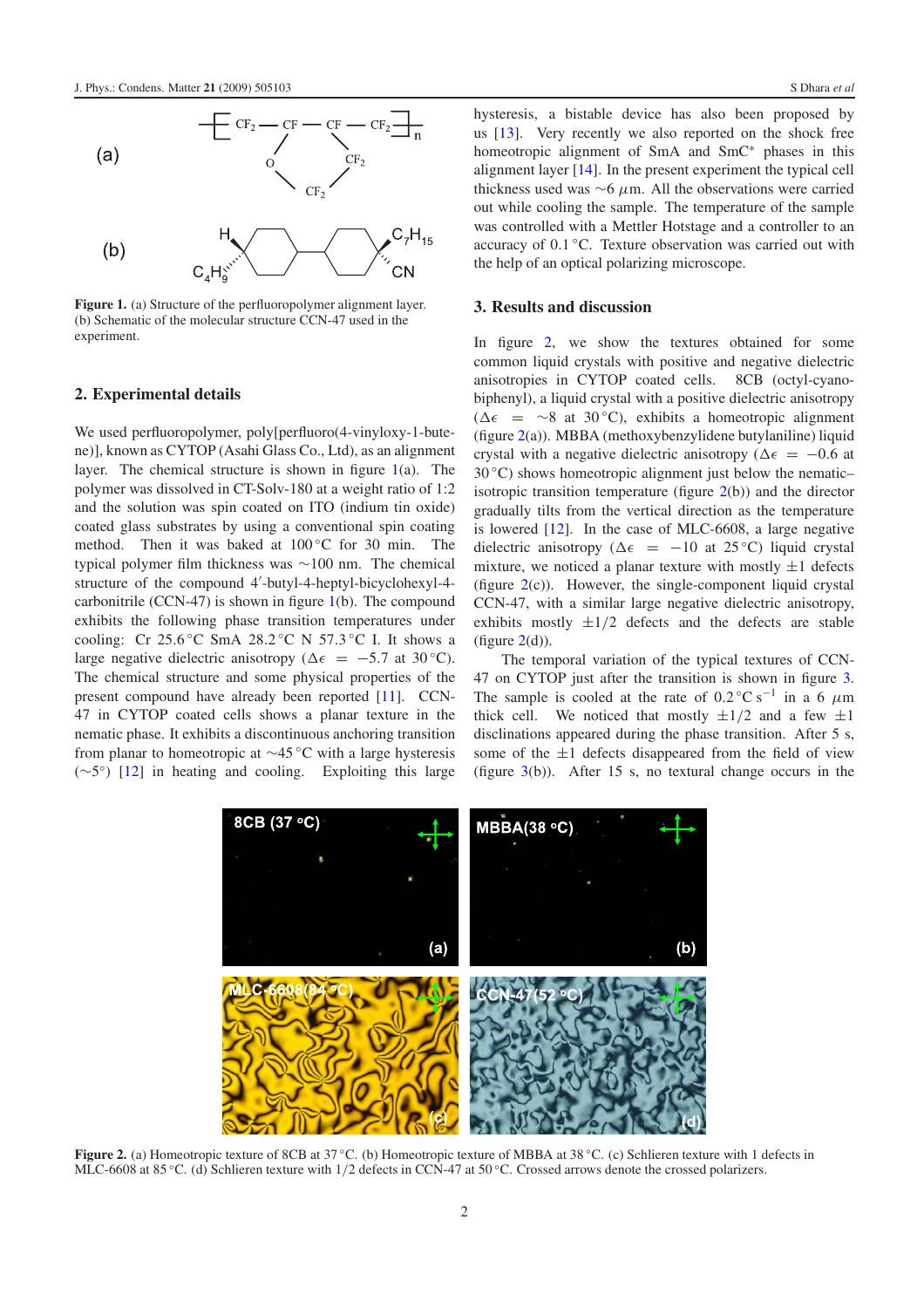Figure 1. (a) Structure of the perfluoropolymer alignment layer. (b) Schematic of the molecular structure CCN-47 used in the experiment.

## 2. Experimental details

We used perfluoropolymer, poly[perfluoro(4-vinyloxy-1-butene)], known as CYTOP (Asahi Glass Co., Ltd), as an alignment layer. The chemical structure is shown in figure 1(a). The polymer was dissolved in CT-Solv-180 at a weight ratio of 1:2 and the solution was spin coated on ITO (indium tin oxide) coated glass substrates by using a conventional spin coating method. Then it was baked at 100 °C for 30 min. The typical polymer film thickness was ∼100 nm. The chemical structure of the compound 4′-butyl-4-heptyl-bicyclohexyl-4-carbonitrile (CCN-47) is shown in figure 1(b). The compound exhibits the following phase transition temperatures under cooling: Cr 25.6 °C SmA 28.2 °C N 57.3 °C I. It shows a large negative dielectric anisotropy ($\Delta\epsilon = -5.7$ at 30 °C). The chemical structure and some physical properties of the present compound have already been reported [11]. CCN-47 in CYTOP coated cells shows a planar texture in the nematic phase. It exhibits a discontinuous anchoring transition from planar to homeotropic at ∼45 °C with a large hysteresis (∼5°) [12] in heating and cooling. Exploiting this large hysteresis, a bistable device has also been proposed by us [13]. Very recently we also reported on the shock free homeotropic alignment of SmA and SmC* phases in this alignment layer [14]. In the present experiment the typical cell thickness used was ∼6 μm. All the observations were carried out while cooling the sample. The temperature of the sample was controlled with a Mettler Hotstage and a controller to an accuracy of 0.1 °C. Texture observation was carried out with the help of an optical polarizing microscope.

## 3. Results and discussion

In figure 2, we show the textures obtained for some common liquid crystals with positive and negative dielectric anisotropies in CYTOP coated cells. 8CB (octyl-cyano-biphenyl), a liquid crystal with a positive dielectric anisotropy ($\Delta\epsilon = \sim 8$ at 30 °C), exhibits a homeotropic alignment (figure 2(a)). MBBA (methoxybenzylidene butylaniline) liquid crystal with a negative dielectric anisotropy ($\Delta\epsilon = -0.6$ at 30 °C) shows homeotropic alignment just below the nematic–isotropic transition temperature (figure 2(b)) and the director gradually tilts from the vertical direction as the temperature is lowered [12]. In the case of MLC-6608, a large negative dielectric anisotropy ($\Delta\epsilon = -10$ at 25 °C) liquid crystal mixture, we noticed a planar texture with mostly ±1 defects (figure 2(c)). However, the single-component liquid crystal CCN-47, with a similar large negative dielectric anisotropy, exhibits mostly ±1/2 defects and the defects are stable (figure 2(d)).

The temporal variation of the typical textures of CCN-47 on CYTOP just after the transition is shown in figure 3. The sample is cooled at the rate of 0.2 °C s$^{-1}$ in a 6 μm thick cell. We noticed that mostly ±1/2 and a few ±1 disclinations appeared during the phase transition. After 5 s, some of the ±1 defects disappeared from the field of view (figure 3(b)). After 15 s, no textural change occurs in the

Figure 2. (a) Homeotropic texture of 8CB at 37 °C. (b) Homeotropic texture of MBBA at 38 °C. (c) Schlieren texture with 1 defects in MLC-6608 at 85 °C. (d) Schlieren texture with 1/2 defects in CCN-47 at 50 °C. Crossed arrows denote the crossed polarizers.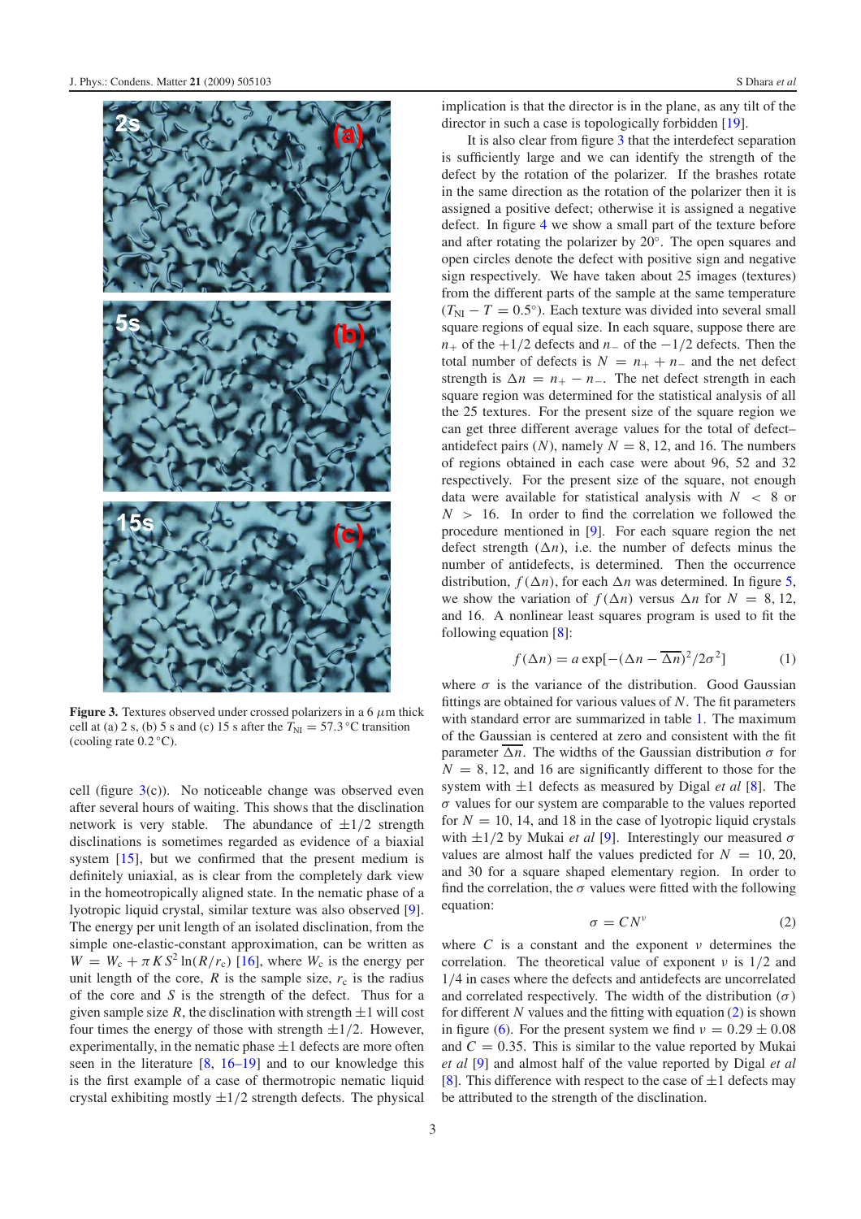**Figure 3.** Textures observed under crossed polarizers in a 6 $\mu$m thick cell at (a) 2 s, (b) 5 s and (c) 15 s after the $T_{NI} = 57.3\,^{\circ}$C transition (cooling rate 0.2 °C).

cell (figure 3(c)). No noticeable change was observed even after several hours of waiting. This shows that the disclination network is very stable. The abundance of $\pm 1/2$ strength disclinations is sometimes regarded as evidence of a biaxial system [15], but we confirmed that the present medium is definitely uniaxial, as is clear from the completely dark view in the homeotropically aligned state. In the nematic phase of a lyotropic liquid crystal, similar texture was also observed [9]. The energy per unit length of an isolated disclination, from the simple one-elastic-constant approximation, can be written as $W = W_c + \pi K S^2 \ln(R/r_c)$ [16], where $W_c$ is the energy per unit length of the core, $R$ is the sample size, $r_c$ is the radius of the core and $S$ is the strength of the defect. Thus for a given sample size $R$, the disclination with strength $\pm 1$ will cost four times the energy of those with strength $\pm 1/2$. However, experimentally, in the nematic phase $\pm 1$ defects are more often seen in the literature [8, 16–19] and to our knowledge this is the first example of a case of thermotropic nematic liquid crystal exhibiting mostly $\pm 1/2$ strength defects. The physical implication is that the director is in the plane, as any tilt of the director in such a case is topologically forbidden [19].

It is also clear from figure 3 that the interdefect separation is sufficiently large and we can identify the strength of the defect by the rotation of the polarizer. If the brashes rotate in the same direction as the rotation of the polarizer then it is assigned a positive defect; otherwise it is assigned a negative defect. In figure 4 we show a small part of the texture before and after rotating the polarizer by 20°. The open squares and open circles denote the defect with positive sign and negative sign respectively. We have taken about 25 images (textures) from the different parts of the sample at the same temperature ($T_{NI} - T = 0.5°$). Each texture was divided into several small square regions of equal size. In each square, suppose there are $n_+$ of the $+1/2$ defects and $n_-$ of the $-1/2$ defects. Then the total number of defects is $N = n_+ + n_-$ and the net defect strength is $\Delta n = n_+ - n_-$. The net defect strength in each square region was determined for the statistical analysis of all the 25 textures. For the present size of the square region we can get three different average values for the total of defect–antidefect pairs ($N$), namely $N = 8$, 12, and 16. The numbers of regions obtained in each case were about 96, 52 and 32 respectively. For the present size of the square, not enough data were available for statistical analysis with $N < 8$ or $N > 16$. In order to find the correlation we followed the procedure mentioned in [9]. For each square region the net defect strength ($\Delta n$), i.e. the number of defects minus the number of antidefects, is determined. Then the occurrence distribution, $f(\Delta n)$, for each $\Delta n$ was determined. In figure 5, we show the variation of $f(\Delta n)$ versus $\Delta n$ for $N = 8$, 12, and 16. A nonlinear least squares program is used to fit the following equation [8]:

$$f(\Delta n) = a \exp[-(\Delta n - \overline{\Delta n})^2 / 2\sigma^2] \qquad (1)$$

where $\sigma$ is the variance of the distribution. Good Gaussian fittings are obtained for various values of $N$. The fit parameters with standard error are summarized in table 1. The maximum of the Gaussian is centered at zero and consistent with the fit parameter $\overline{\Delta n}$. The widths of the Gaussian distribution $\sigma$ for $N = 8$, 12, and 16 are significantly different to those for the system with $\pm 1$ defects as measured by Digal *et al* [8]. The $\sigma$ values for our system are comparable to the values reported for $N = 10$, 14, and 18 in the case of lyotropic liquid crystals with $\pm 1/2$ by Mukai *et al* [9]. Interestingly our measured $\sigma$ values are almost half the values predicted for $N = 10$, 20, and 30 for a square shaped elementary region. In order to find the correlation, the $\sigma$ values were fitted with the following equation:

$$\sigma = C N^{\nu} \qquad (2)$$

where $C$ is a constant and the exponent $\nu$ determines the correlation. The theoretical value of exponent $\nu$ is 1/2 and 1/4 in cases where the defects and antidefects are uncorrelated and correlated respectively. The width of the distribution ($\sigma$) for different $N$ values and the fitting with equation (2) is shown in figure (6). For the present system we find $\nu = 0.29 \pm 0.08$ and $C = 0.35$. This is similar to the value reported by Mukai *et al* [9] and almost half of the value reported by Digal *et al* [8]. This difference with respect to the case of $\pm 1$ defects may be attributed to the strength of the disclination.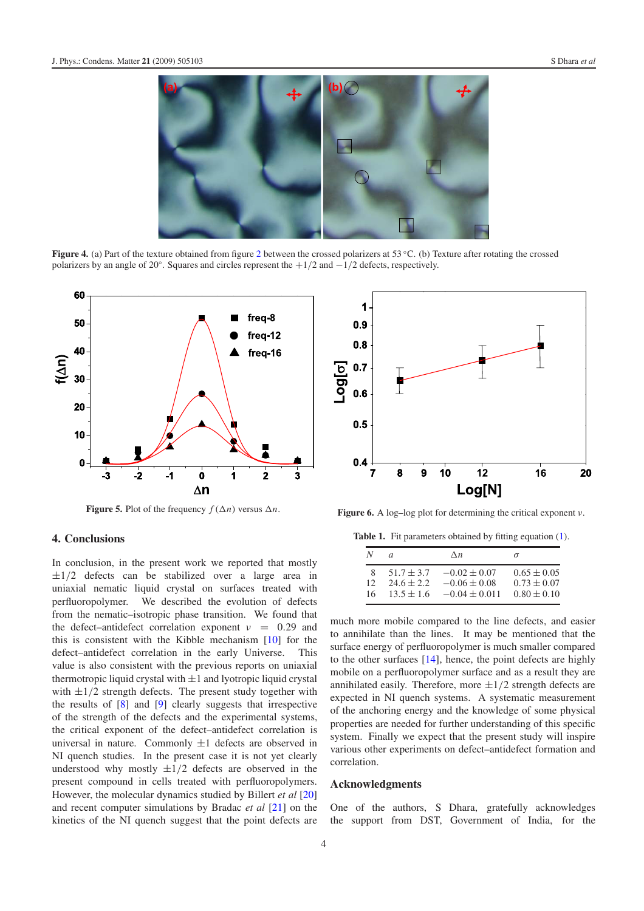**Figure 4.** (a) Part of the texture obtained from figure 2 between the crossed polarizers at 53 °C. (b) Texture after rotating the crossed polarizers by an angle of 20°. Squares and circles represent the $+1/2$ and $-1/2$ defects, respectively.

**Figure 5.** Plot of the frequency $f(\Delta n)$ versus $\Delta n$.

**Figure 6.** A log–log plot for determining the critical exponent $\nu$.

**Table 1.** Fit parameters obtained by fitting equation (1).

| $N$ | $a$ | $\Delta n$ | $\sigma$ |
|---|---|---|---|
| 8 | $51.7 \pm 3.7$ | $-0.02 \pm 0.07$ | $0.65 \pm 0.05$ |
| 12 | $24.6 \pm 2.2$ | $-0.06 \pm 0.08$ | $0.73 \pm 0.07$ |
| 16 | $13.5 \pm 1.6$ | $-0.04 \pm 0.011$ | $0.80 \pm 0.10$ |

## 4. Conclusions

In conclusion, in the present work we reported that mostly $\pm 1/2$ defects can be stabilized over a large area in uniaxial nematic liquid crystal on surfaces treated with perfluoropolymer. We described the evolution of defects from the nematic–isotropic phase transition. We found that the defect–antidefect correlation exponent $\nu = 0.29$ and this is consistent with the Kibble mechanism [10] for the defect–antidefect correlation in the early Universe. This value is also consistent with the previous reports on uniaxial thermotropic liquid crystal with $\pm 1$ and lyotropic liquid crystal with $\pm 1/2$ strength defects. The present study together with the results of [8] and [9] clearly suggests that irrespective of the strength of the defects and the experimental systems, the critical exponent of the defect–antidefect correlation is universal in nature. Commonly $\pm 1$ defects are observed in NI quench studies. In the present case it is not yet clearly understood why mostly $\pm 1/2$ defects are observed in the present compound in cells treated with perfluoropolymers. However, the molecular dynamics studied by Billert *et al* [20] and recent computer simulations by Bradac *et al* [21] on the kinetics of the NI quench suggest that the point defects are much more mobile compared to the line defects, and easier to annihilate than the lines. It may be mentioned that the surface energy of perfluoropolymer is much smaller compared to the other surfaces [14], hence, the point defects are highly mobile on a perfluoropolymer surface and as a result they are annihilated easily. Therefore, more $\pm 1/2$ strength defects are expected in NI quench systems. A systematic measurement of the anchoring energy and the knowledge of some physical properties are needed for further understanding of this specific system. Finally we expect that the present study will inspire various other experiments on defect–antidefect formation and correlation.

## Acknowledgments

One of the authors, S Dhara, gratefully acknowledges the support from DST, Government of India, for the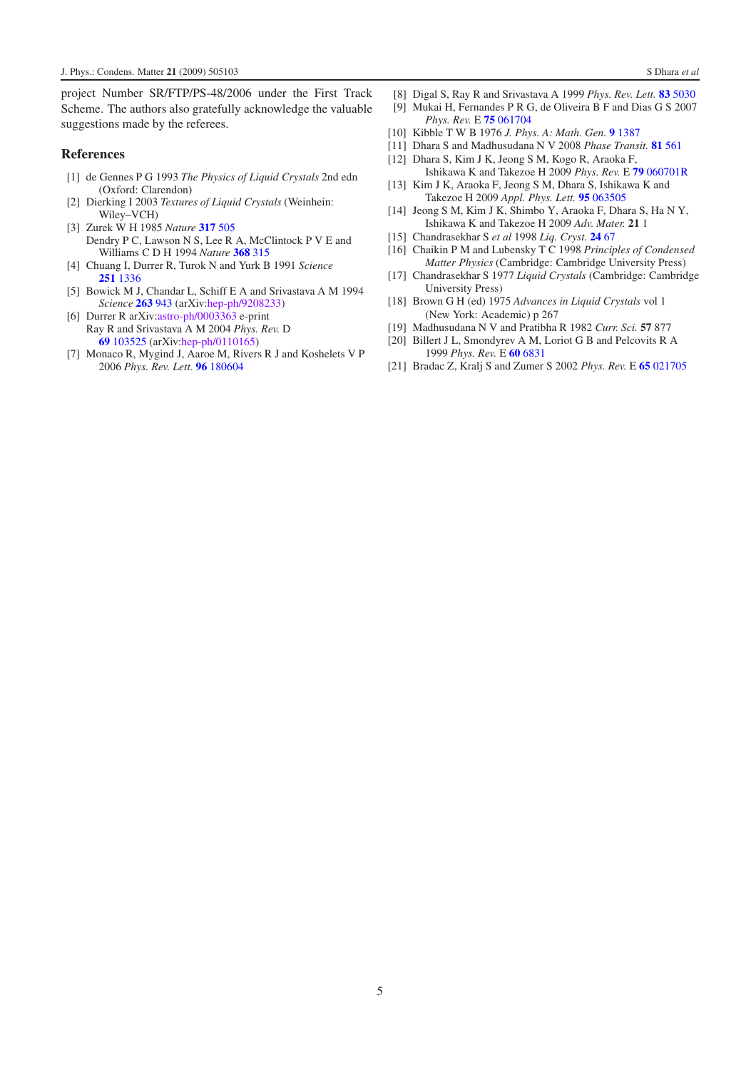project Number SR/FTP/PS-48/2006 under the First Track Scheme. The authors also gratefully acknowledge the valuable suggestions made by the referees.

## References

[1] de Gennes P G 1993 *The Physics of Liquid Crystals* 2nd edn (Oxford: Clarendon)

[2] Dierking I 2003 *Textures of Liquid Crystals* (Weinhein: Wiley–VCH)

[3] Zurek W H 1985 *Nature* **317** 505
Dendry P C, Lawson N S, Lee R A, McClintock P V E and Williams C D H 1994 *Nature* **368** 315

[4] Chuang I, Durrer R, Turok N and Yurk B 1991 *Science* **251** 1336

[5] Bowick M J, Chandar L, Schiff E A and Srivastava A M 1994 *Science* **263** 943 (arXiv:hep-ph/9208233)

[6] Durrer R arXiv:astro-ph/0003363 e-print
Ray R and Srivastava A M 2004 *Phys. Rev.* D **69** 103525 (arXiv:hep-ph/0110165)

[7] Monaco R, Mygind J, Aaroe M, Rivers R J and Koshelets V P 2006 *Phys. Rev. Lett.* **96** 180604

[8] Digal S, Ray R and Srivastava A 1999 *Phys. Rev. Lett.* **83** 5030

[9] Mukai H, Fernandes P R G, de Oliveira B F and Dias G S 2007 *Phys. Rev.* E **75** 061704

[10] Kibble T W B 1976 *J. Phys. A: Math. Gen.* **9** 1387

[11] Dhara S and Madhusudana N V 2008 *Phase Transit.* **81** 561

[12] Dhara S, Kim J K, Jeong S M, Kogo R, Araoka F, Ishikawa K and Takezoe H 2009 *Phys. Rev.* E **79** 060701R

[13] Kim J K, Araoka F, Jeong S M, Dhara S, Ishikawa K and Takezoe H 2009 *Appl. Phys. Lett.* **95** 063505

[14] Jeong S M, Kim J K, Shimbo Y, Araoka F, Dhara S, Ha N Y, Ishikawa K and Takezoe H 2009 *Adv. Mater.* **21** 1

[15] Chandrasekhar S *et al* 1998 *Liq. Cryst.* **24** 67

[16] Chaikin P M and Lubensky T C 1998 *Principles of Condensed Matter Physics* (Cambridge: Cambridge University Press)

[17] Chandrasekhar S 1977 *Liquid Crystals* (Cambridge: Cambridge University Press)

[18] Brown G H (ed) 1975 *Advances in Liquid Crystals* vol 1 (New York: Academic) p 267

[19] Madhusudana N V and Pratibha R 1982 *Curr. Sci.* **57** 877

[20] Billert J L, Smondyrev A M, Loriot G B and Pelcovits R A 1999 *Phys. Rev.* E **60** 6831

[21] Bradac Z, Kralj S and Zumer S 2002 *Phys. Rev.* E **65** 021705